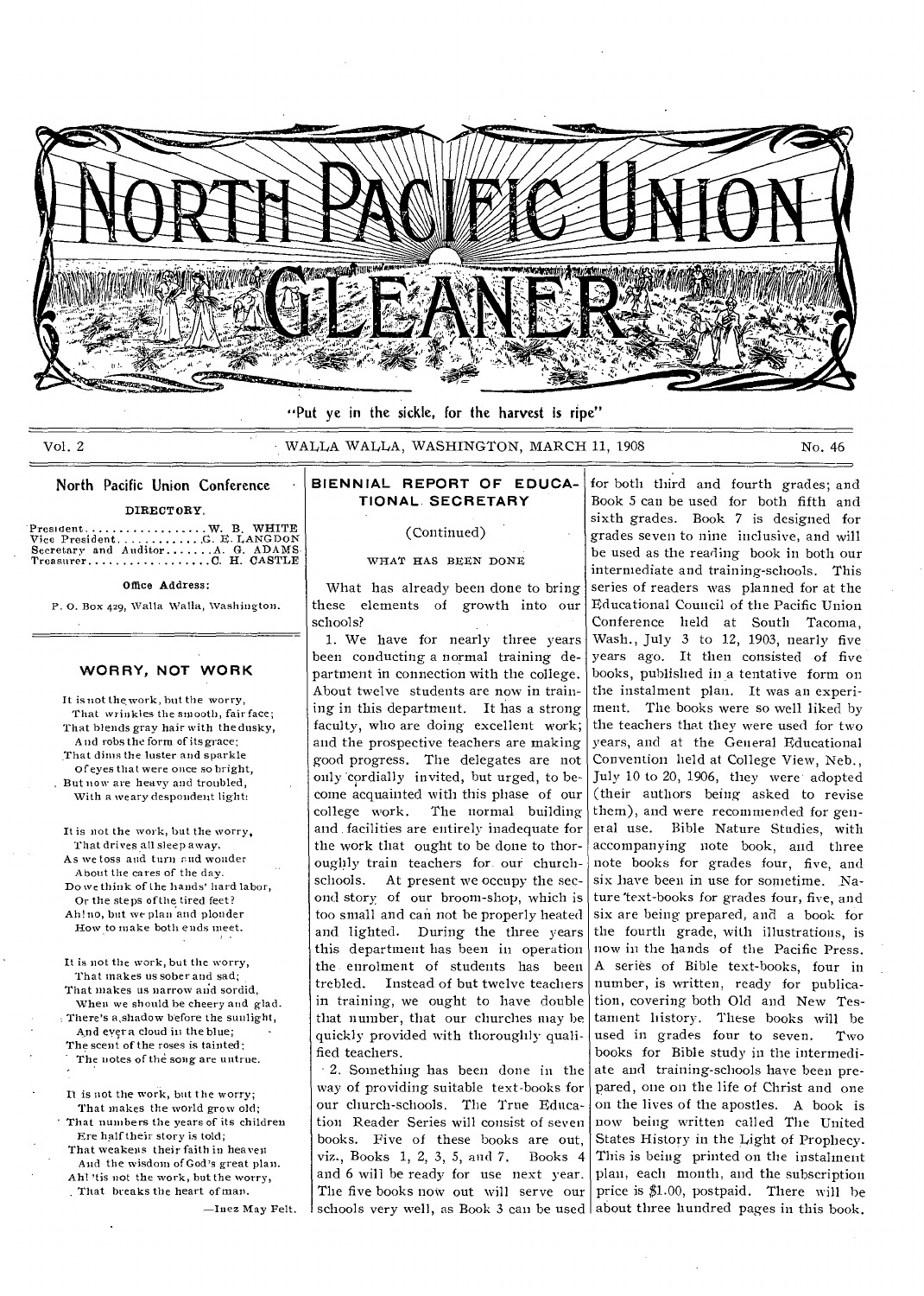# NORTH PACIFIC UNION GLEANER

"Put ye in the sickle, for the harvest is ripe"

Vol. 2 WALLA WALLA, WASHINGTON, MARCH 11, 1908 No. 46

## North Pacific Union Conference

**DIRECTORY.**

President . . . . . . . . . . . . . . . . . . W. B. WHITE
Vice President . . . . . . . . . . . . G. E. LANGDON
Secretary and Auditor . . . . . . . A. G. ADAMS
Treasurer . . . . . . . . . . . . . . . . . . C. H. CASTLE

**Office Address:**

P. O. Box 429, Walla Walla, Washington.

## WORRY, NOT WORK

It is not the work, but the worry,
That wrinkles the smooth, fair face;
That blends gray hair with the dusky,
And robs the form of its grace;
That dims the luster and sparkle
Of eyes that were once so bright,
But now are heavy and troubled,
With a weary despondent light.

It is not the work, but the worry,
That drives all sleep away,
As we toss and turn and wonder
About the cares of the day.
Do we think of the hands' hard labor,
Or the steps of the tired feet?
Ah! no, but we plan and plonder
How to make both ends meet.

It is not the work, but the worry,
That makes us sober and sad;
That makes us narrow and sordid,
When we should be cheery and glad.
There's a shadow before the sunlight,
And ever a cloud in the blue;
The scent of the roses is tainted;
The notes of the song are untrue.

It is not the work, but the worry;
That makes the world grow old;
That numbers the years of its children
Ere half their story is told;
That weakens their faith in heaven
And the wisdom of God's great plan.
Ah! 'tis not the work, but the worry,
That breaks the heart of man.

—Inez May Felt.

## BIENNIAL REPORT OF EDUCATIONAL SECRETARY

(Continued)

WHAT HAS BEEN DONE

What has already been done to bring these elements of growth into our schools?

1. We have for nearly three years been conducting a normal training department in connection with the college. About twelve students are now in training in this department. It has a strong faculty, who are doing excellent work; and the prospective teachers are making good progress. The delegates are not only cordially invited, but urged, to become acquainted with this phase of our college work. The normal building and facilities are entirely inadequate for the work that ought to be done to thoroughly train teachers for our church-schools. At present we occupy the second story of our broom-shop, which is too small and can not be properly heated and lighted. During the three years this department has been in operation the enrolment of students has been trebled. Instead of but twelve teachers in training, we ought to have double that number, that our churches may be quickly provided with thoroughly qualified teachers.

2. Something has been done in the way of providing suitable text-books for our church-schools. The True Education Reader Series will consist of seven books. Five of these books are out, viz., Books 1, 2, 3, 5, and 7. Books 4 and 6 will be ready for use next year. The five books now out will serve our schools very well, as Book 3 can be used for both third and fourth grades; and Book 5 can be used for both fifth and sixth grades. Book 7 is designed for grades seven to nine inclusive, and will be used as the reading book in both our intermediate and training-schools. This series of readers was planned for at the Educational Council of the Pacific Union Conference held at South Tacoma, Wash., July 3 to 12, 1903, nearly five years ago. It then consisted of five books, published in a tentative form on the instalment plan. It was an experiment. The books were so well liked by the teachers that they were used for two years, and at the General Educational Convention held at College View, Neb., July 10 to 20, 1906, they were adopted (their authors being asked to revise them), and were recommended for general use. Bible Nature Studies, with accompanying note book, and three note books for grades four, five, and six have been in use for sometime. Nature text-books for grades four, five, and six are being prepared, and a book for the fourth grade, with illustrations, is now in the hands of the Pacific Press. A series of Bible text-books, four in number, is written, ready for publication, covering both Old and New Testament history. These books will be used in grades four to seven. Two books for Bible study in the intermediate and training-schools have been prepared, one on the life of Christ and one on the lives of the apostles. A book is now being written called The United States History in the Light of Prophecy. This is being printed on the instalment plan, each month, and the subscription price is $1.00, postpaid. There will be about three hundred pages in this book.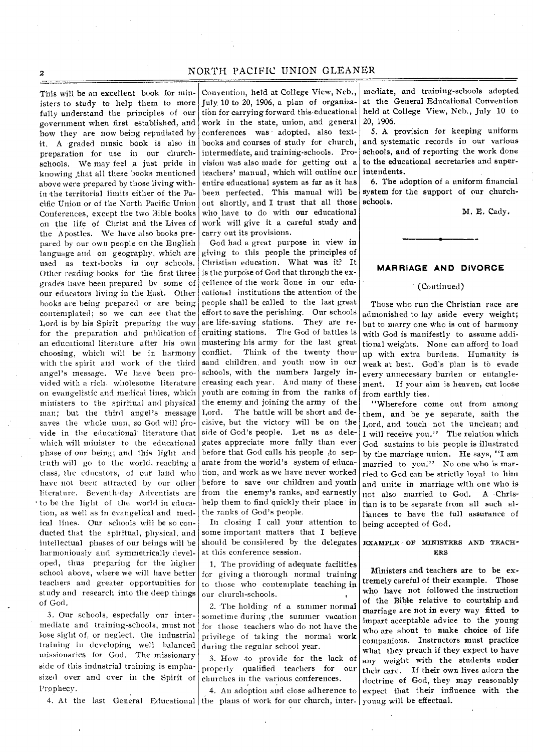This will be an excellent book for ministers to study to help them to more fully understand the principles of our government when first established, and how they are now being repudiated by it. A graded music book is also in preparation for use in our church-schools. We may feel a just pride in knowing that all these books mentioned above were prepared by those living within the territorial limits either of the Pacific Union or of the North Pacific Union Conferences, except the two Bible books on the life of Christ and the Lives of the Apostles. We have also books prepared by our own people on the English language and on geography, which are used as text-books in our schools. Other reading books for the first three grades have been prepared by some of our educators living in the East. Other books are being prepared or are being contemplated; so we can see that the Lord is by his Spirit preparing the way for the preparation and publication of an educational literature after his own choosing, which will be in harmony with the spirit and work of the third angel's message. We have been provided with a rich, wholesome literature on evangelistic and medical lines, which ministers to the spiritual and physical man; but the third angel's message saves the whole man, so God will provide in the educational literature that which will minister to the educational phase of our being; and this light and truth will go to the world, reaching a class, the educators, of our land who have not been attracted by our other literature. Seventh-day Adventists are to be the light of the world in education, as well as in evangelical and medical lines. Our schools will be so conducted that the spiritual, physical, and intellectual phases of our beings will be harmoniously and symmetrically developed, thus preparing for the higher school above, where we will have better teachers and greater opportunities for study and research into the deep things of God.

3. Our schools, especially our intermediate and training-schools, must not lose sight of, or neglect, the industrial training in developing well balanced missionaries for God. The missionary side of this industrial training is emphasized over and over in the Spirit of Prophecy.

4. At the last General Educational Convention, held at College View, Neb., July 10 to 20, 1906, a plan of organization for carrying forward this educational work in the state, union, and general conferences was adopted, also text-books and courses of study for church, intermediate, and training-schools. Provision was also made for getting out a teachers' manual, which will outline our entire educational system as far as it has been perfected. This manual will be out shortly, and I trust that all those who have to do with our educational work will give it a careful study and carry out its provisions.

God had a great purpose in view in giving to this people the principles of Christian education. What was it? It is the purpose of God that through the excellence of the work done in our educational institutions the attention of the people shall be called to the last great effort to save the perishing. Our schools are life-saving stations. They are recruiting stations. The God of battles is mustering his army for the last great conflict. Think of the twenty thousand children and youth now in our schools, with the numbers largely increasing each year. And many of these youth are coming in from the ranks of the enemy and joining the army of the Lord. The battle will be short and decisive, but the victory will be on the side of God's people. Let us as delegates appreciate more fully than ever before that God calls his people to separate from the world's system of education, and work as we have never worked before to save our children and youth from the enemy's ranks, and earnestly help them to find quickly their place in the ranks of God's people.

In closing I call your attention to some important matters that I believe should be considered by the delegates at this conference session.

1. The providing of adequate facilities for giving a thorough normal training to those who contemplate teaching in our church-schools.

2. The holding of a summer normal sometime during the summer vacation for those teachers who do not have the privilege of taking the normal work during the regular school year.

3. How to provide for the lack of properly qualified teachers for our churches in the various conferences.

4. An adoption and close adherence to the plans of work for our church, intermediate, and training-schools adopted at the General Educational Convention held at College View, Neb., July 10 to 20, 1906.

5. A provision for keeping uniform and systematic records in our various schools, and of reporting the work done to the educational secretaries and superintendents.

6. The adoption of a uniform financial system for the support of our church-schools.

M. E. Cady.

---

## MARRIAGE AND DIVORCE

(Continued)

Those who run the Christian race are admonished to lay aside every weight; but to marry one who is out of harmony with God is manifestly to assume additional weights. None can afford to load up with extra burdens. Humanity is weak at best. God's plan is to evade every unnecessary burden or entanglement. If your aim is heaven, cut loose from earthly ties.

"Wherefore come out from among them, and be ye separate, saith the Lord, and touch not the unclean; and I will receive you." The relation which God sustains to his people is illustrated by the marriage union. He says, "I am married to you." No one who is married to God can be strictly loyal to him and unite in marriage with one who is not also married to God. A Christian is to be separate from all such alliances to have the full assurance of being accepted of God.

#### EXAMPLE OF MINISTERS AND TEACHERS

Ministers and teachers are to be extremely careful of their example. Those who have not followed the instruction of the Bible relative to courtship and marriage are not in every way fitted to impart acceptable advice to the young who are about to make choice of life companions. Instructors must practice what they preach if they expect to have any weight with the students under their care. If their own lives adorn the doctrine of God, they may reasonably expect that their influence with the young will be effectual.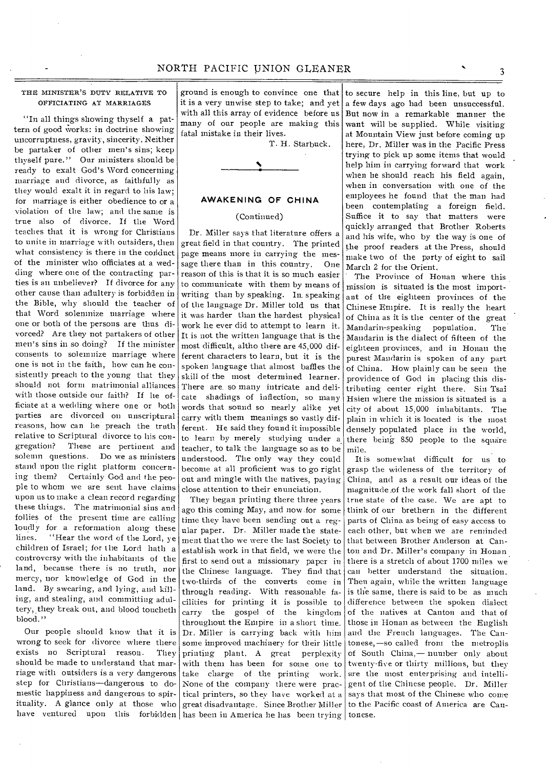### THE MINISTER'S DUTY RELATIVE TO OFFICIATING AT MARRIAGES

"In all things showing thyself a pattern of good works: in doctrine showing uncorruptness, gravity, sincerity. Neither be partaker of other men's sins; keep thyself pure." Our ministers should be ready to exalt God's Word concerning marriage and divorce, as faithfully as they would exalt it in regard to his law; for marriage is either obedience to or a violation of the law; and the same is true also of divorce. If the Word teaches that it is wrong for Christians to unite in marriage with outsiders, then what consistency is there in the conduct of the minister who officiates at a wedding where one of the contracting parties is an unbeliever? If divorce for any other cause than adultery is forbidden in the Bible, why should the teacher of that Word solemnize marriage where one or both of the persons are thus divorced? Are they not partakers of other men's sins in so doing? If the minister consents to solemnize marriage where one is not in the faith, how can he consistently preach to the young that they should not form matrimonial alliances with those outside our faith? If he officiate at a wedding where one or both parties are divorced on unscriptural reasons, how can he preach the truth relative to Scriptural divorce to his congregation? These are pertinent and solemn questions. Do we as ministers stand upon the right platform concerning them? Certainly God and the people to whom we are sent have claims upon us to make a clean record regarding these things. The matrimonial sins and follies of the present time are calling loudly for a reformation along these lines. "Hear the word of the Lord, ye children of Israel; for the Lord hath a controversy with the inhabitants of the land, because there is no truth, nor mercy, nor knowledge of God in the land. By swearing, and lying, and killing, and stealing, and committing adultery, they break out, and blood toucheth blood."

Our people should know that it is wrong to seek for divorce where there exists no Scriptural reason. They should be made to understand that marriage with outsiders is a very dangerous step for Christians—dangerous to domestic happiness and dangerous to spirituality. A glance only at those who have ventured upon this forbidden ground is enough to convince one that it is a very unwise step to take; and yet with all this array of evidence before us many of our people are making this fatal mistake in their lives.

T. H. Starbuck.

---

## AWAKENING OF CHINA

(Continued)

Dr. Miller says that literature offers a great field in that country. The printed page means more in carrying the message there than in this country. One reason of this is that it is so much easier to communicate with them by means of writing than by speaking. In speaking of the language Dr. Miller told us that it was harder than the hardest physical work he ever did to attempt to learn it. It is not the written language that is the most difficult, altho there are 45,000 different characters to learn, but it is the spoken language that almost baffles the skill of the most determined learner. There are so many intricate and delicate shadings of inflection, so many words that sound so nearly alike yet carry with them meanings so vastly different. He said they found it impossible to learn by merely studying under a teacher, to talk the language so as to be understood. The only way they could become at all proficient was to go right out and mingle with the natives, paying close attention to their enunciation.

They began printing there three years ago this coming May, and now for some time they have been sending out a regular paper. Dr. Miller made the statement that tho we were the last Society to establish work in that field, we were the first to send out a missionary paper in the Chinese language. They find that two-thirds of the converts come in through reading. With reasonable facilities for printing it is possible to carry the gospel of the kingdom throughout the Empire in a short time. Dr. Miller is carrying back with him some improved machinery for their little printing plant. A great perplexity with them has been for some one to take charge of the printing work. None of the company there were practical printers, so they have worked at a great disadvantage. Since Brother Miller has been in America he has been trying to secure help in this line, but up to a few days ago had been unsuccessful. But now in a remarkable manner the want will be supplied. While visiting at Mountain View just before coming up here, Dr. Miller was in the Pacific Press trying to pick up some items that would help him in carrying forward that work when he should reach his field again, when in conversation with one of the employees he found that the man had been contemplating a foreign field. Suffice it to say that matters were quickly arranged that Brother Roberts and his wife, who by the way is one of the proof readers at the Press, should make two of the party of eight to sail March 2 for the Orient.

The Province of Honan where this mission is situated is the most important of the eighteen provinces of the Chinese Empire. It is really the heart of China as it is the center of the great Mandarin-speaking population. The Mandarin is the dialect of fifteen of the eighteen provinces, and in Honan the purest Mandarin is spoken of any part of China. How plainly can be seen the providence of God in placing this distributing center right there. Sin Tsai Hsien where the mission is situated is a city of about 15,000 inhabitants. The plain in which it is located is the most densely populated place in the world, there being 850 people to the square mile.

It is somewhat difficult for us to grasp the wideness of the territory of China, and as a result our ideas of the magnitude of the work fall short of the true state of the case. We are apt to think of our brethern in the different parts of China as being of easy access to each other, but when we are reminded that between Brother Anderson at Canton and Dr. Miller's company in Honan there is a stretch of about 1700 miles we can better understand the situation. Then again, while the written language is the same, there is said to be as much difference between the spoken dialect of the natives at Canton and that of those in Honan as between the English and the French languages. The Cantonese,—so called from the metroplis of South China,—number only about twenty-five or thirty millions, but they are the most enterprising and intelligent of the Chinese people. Dr. Miller says that most of the Chinese who come to the Pacific coast of America are Cantonese.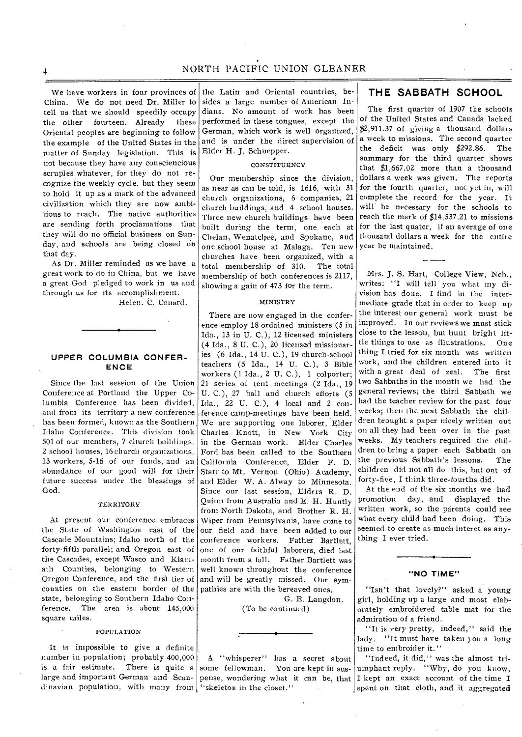We have workers in four provinces of China. We do not need Dr. Miller to tell us that we should speedily occupy the other fourteen. Already these Oriental peoples are beginning to follow the example of the United States in the matter of Sunday legislation. This is not because they have any consciencious scruples whatever, for they do not recognize the weekly cycle, but they seem to hold it up as a mark of the advanced civilization which they are now ambitious to reach. The native authorities are sending forth proclamations that they will do no official business on Sunday, and schools are being closed on that day.

As Dr. Miller reminded us we have a great work to do in China, but we have a great God pledged to work in us and through us for its accomplishment.

Helen. C. Conard.

## UPPER COLUMBIA CONFERENCE

Since the last session of the Union Conference at Portland the Upper Columbia Conference has been divided, and from its territory a new conference has been formed, known as the Southern Idaho Conference. This division took 501 of our members, 7 church buildings, 2 school houses, 16 church organizations, 13 workers, 5-16 of our funds, and an abundance of our good will for their future success under the blessings of God.

### TERRITORY

At present our conference embraces the State of Washington east of the Cascade Mountains; Idaho north of the forty-fifth parallel; and Oregon east of the Cascades, except Wasco and Klamath Counties, belonging to Western Oregon Conference, and the first tier of counties on the eastern border of the state, belonging to Southern Idaho Conference. The area is about 145,000 square miles.

### POPULATION

It is impossible to give a definite number in population; probably 400,000 is a fair estimate. There is quite a large and important German and Scandinavian population, with many from the Latin and Oriental countries, besides a large number of American Indians. No amount of work has been performed in these tongues, except the German, which work is well organized, and is under the direct supervision of Elder H. J. Schnepper.

### CONSTITUENCY

Our membership since the division, as near as can be told, is 1616, with 31 church organizations, 6 companies, 21 church buildings, and 4 school houses. Three new church buildings have been built during the term, one each at Chelan, Wenatchee, and Spokane, and one school house at Malaga. Ten new churches have been organized, with a total membership of 310. The total membership of both conferences is 2117, showing a gain of 473 for the term.

### MINISTRY

There are now engaged in the conference employ 18 ordained ministers (5 in Ida., 13 in U. C.), 12 licensed ministers (4 Ida., 8 U. C.), 20 licensed missionaries (6 Ida., 14 U. C.), 19 church-school teachers (5 Ida., 14 U. C.), 3 Bible workers (1 Ida., 2 U. C.), 1 colporter; 21 series of tent meetings (2 Ida., 19 U. C.), 27 hall and church efforts (5 Ida., 22 U. C.), 4 local and 2 conference camp-meetings have been held. We are supporting one laborer, Elder Charles Knott, in New York City in the German work. Elder Charles Ford has been called to the Southern California Conference, Elder F. D. Starr to Mt. Vernon (Ohio) Academy, and Elder W. A. Alway to Minnesota. Since our last session, Elders R. D. Quinn from Australia and E. H. Huntly from North Dakota, and Brother R. H. Wiper from Pennsylvania, have come to our field and have been added to our conference workers. Father Bartlett, one of our faithful laborers, died last month from a fall. Father Bartlett was well known throughout the conference and will be greatly missed. Our sympathies are with the bereaved ones.

G. E. Langdon.

(To be continued)

A "whisperer" has a secret about some fellowman. You are kept in suspense, wondering what it can be, that "skeleton in the closet."

## THE SABBATH SCHOOL

The first quarter of 1907 the schools of the United States and Canada lacked $2,911.37 of giving a thousand dollars a week to missions. The second quarter the deficit was only $292.86. The summary for the third quarter shows that $1,667.02 more than a thousand dollars a week was given. The reports for the fourth quarter, not yet in, will complete the record for the year. It will be necessary for the schools to reach the mark of $14,537.21 to missions for the last quater, if an average of one thousand dollars a week for the entire year be maintained.

Mrs. J. S. Hart, College View, Neb., writes: "I will tell you what my division has done. I find in the intermediate grade that in order to keep up the interest our general work must be improved. In our reviews we must stick close to the lesson, but hunt bright little things to use as illustrations. One thing I tried for six month was written work, and the children entered into it with a great deal of zeal. The first two Sabbaths in the month we had the general reviews; the third Sabbath we had the teacher review for the past four weeks; then the next Sabbath the children brought a paper nicely written out on all they had been over in the past weeks. My teachers required the children to bring a paper each Sabbath on the previous Sabbath's lessons. The children did not all do this, but out of forty-five, I think three-fourths did.

At the end of the six months we had promotion day, and displayed the written work, so the parents could see what every child had been doing. This seemed to create as much interet as anything I ever tried.

## "NO TIME"

"Isn't that lovely?" asked a young girl, holding up a large and most elaborately embroidered table mat for the admiration of a friend.

"It is very pretty, indeed," said the lady. "It must have taken you a long time to embroider it."

"Indeed, it did," was the almost triumphant reply. "Why, do you know, I kept an exact account of the time I spent on that cloth, and it aggregated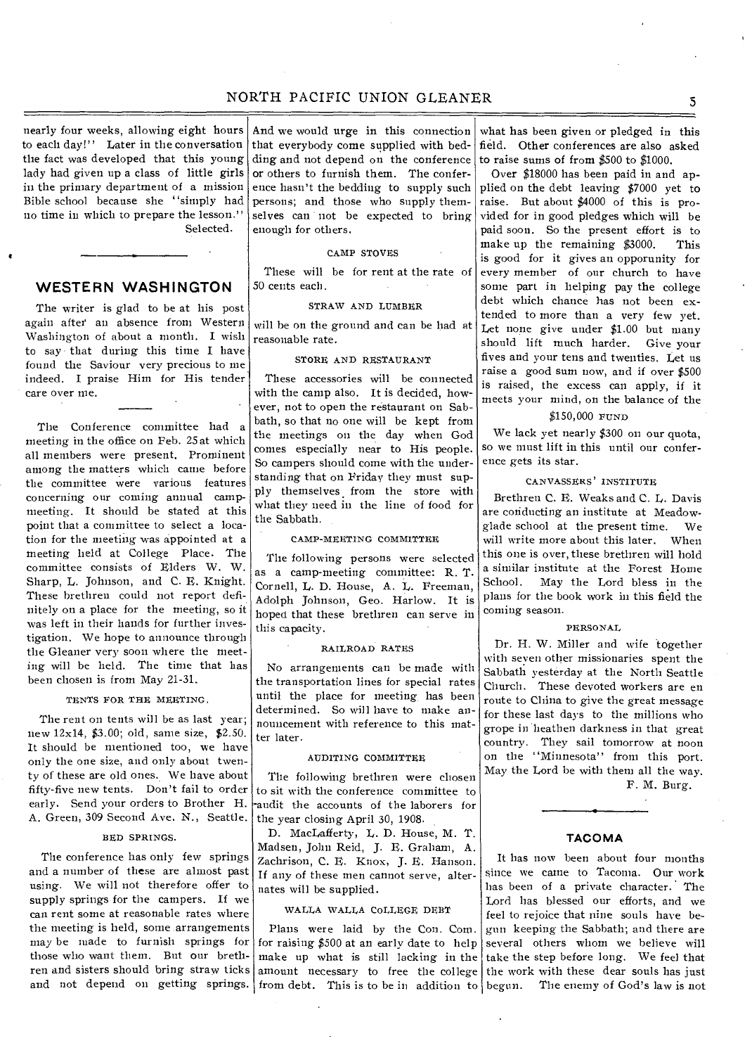nearly four weeks, allowing eight hours to each day!" Later in the conversation the fact was developed that this young lady had given up a class of little girls in the primary department of a mission Bible school because she "simply had no time in which to prepare the lesson."

Selected.

## WESTERN WASHINGTON

The writer is glad to be at his post again after an absence from Western Washington of about a month. I wish to say that during this time I have found the Saviour very precious to me indeed. I praise Him for His tender care over me.

The Conference committee had a meeting in the office on Feb. 25 at which all members were present. Prominent among the matters which came before the committee were various features concerning our coming annual camp-meeting. It should be stated at this point that a committee to select a location for the meeting was appointed at a meeting held at College Place. The committee consists of Elders W. W. Sharp, L. Johnson, and C. E. Knight. These brethren could not report definitely on a place for the meeting, so it was left in their hands for further investigation. We hope to announce through the Gleaner very soon where the meeting will be held. The time that has been chosen is from May 21-31.

#### TENTS FOR THE MEETING.

The rent on tents will be as last year; new 12x14, $3.00; old, same size, $2.50. It should be mentioned too, we have only the one size, and only about twenty of these are old ones. We have about fifty-five new tents. Don't fail to order early. Send your orders to Brother H. A. Green, 309 Second Ave. N., Seattle.

#### BED SPRINGS.

The conference has only few springs and a number of these are almost past using. We will not therefore offer to supply springs for the campers. If we can rent some at reasonable rates where the meeting is held, some arrangements may be made to furnish springs for those who want them. But our brethren and sisters should bring straw ticks and not depend on getting springs. And we would urge in this connection that everybody come supplied with bedding and not depend on the conference or others to furnish them. The conference hasn't the bedding to supply such persons; and those who supply themselves can not be expected to bring enough for others.

#### CAMP STOVES

These will be for rent at the rate of 50 cents each.

#### STRAW AND LUMBER

will be on the ground and can be had at reasonable rate.

#### STORE AND RESTAURANT

These accessories will be connected with the camp also. It is decided, however, not to open the restaurant on Sabbath, so that no one will be kept from the meetings on the day when God comes especially near to His people. So campers should come with the understanding that on Friday they must supply themselves from the store with what they need in the line of food for the Sabbath.

#### CAMP-MEETING COMMITTEE

The following persons were selected as a camp-meeting committee: R. T. Cornell, L. D. House, A. L. Freeman, Adolph Johnson, Geo. Harlow. It is hoped that these brethren can serve in this capacity.

#### RAILROAD RATES

No arrangements can be made with the transportation lines for special rates until the place for meeting has been determined. So will have to make announcement with reference to this matter later.

#### AUDITING COMMITTEE

The following brethren were chosen to sit with the conference committee to audit the accounts of the laborers for the year closing April 30, 1908.

D. MacLafferty, L. D. House, M. T. Madsen, John Reid, J. E. Graham, A. Zachrison, C. E. Knox, J. E. Hanson. If any of these men cannot serve, alternates will be supplied.

#### WALLA WALLA COLLEGE DEBT

Plans were laid by the Con. Com. for raising $500 at an early date to help make up what is still lacking in the amount necessary to free the college from debt. This is to be in addition to what has been given or pledged in this field. Other conferences are also asked to raise sums of from $500 to $1000.

Over $18000 has been paid in and applied on the debt leaving $7000 yet to raise. But about $4000 of this is provided for in good pledges which will be paid soon. So the present effort is to make up the remaining $3000. This is good for it gives an opporunity for every member of our church to have some part in helping pay the college debt which chance has not been extended to more than a very few yet. Let none give under $1.00 but many should lift much harder. Give your fives and your tens and twenties. Let us raise a good sum now, and if over $500 is raised, the excess can apply, if it meets your mind, on the balance of the

#### $150,000 FUND

We lack yet nearly $300 on our quota, so we must lift in this until our conference gets its star.

#### CANVASSERS' INSTITUTE

Brethren C. E. Weaks and C. L. Davis are conducting an institute at Meadowglade school at the present time. We will write more about this later. When this one is over, these brethren will hold a similar institute at the Forest Home School. May the Lord bless in the plans for the book work in this field the coming season.

#### PERSONAL

Dr. H. W. Miller and wife together with seven other missionaries spent the Sabbath yesterday at the North Seattle Church. These devoted workers are en route to China to give the great message for these last days to the millions who grope in heathen darkness in that great country. They sail tomorrow at noon on the "Minnesota" from this port. May the Lord be with them all the way.

F. M. Burg.

## TACOMA

It has now been about four months since we came to Tacoma. Our work has been of a private character. The Lord has blessed our efforts, and we feel to rejoice that nine souls have begun keeping the Sabbath; and there are several others whom we believe will take the step before long. We feel that the work with these dear souls has just begun. The enemy of God's law is not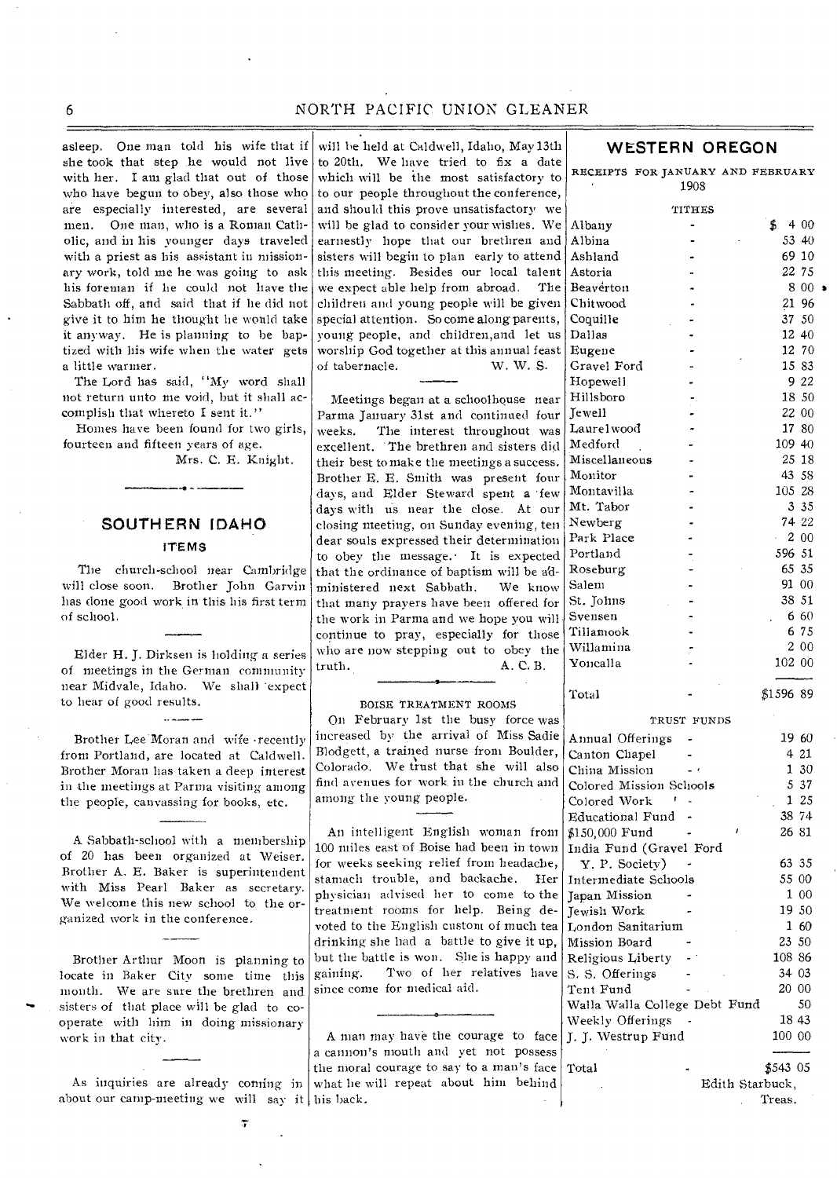asleep. One man told his wife that if she took that step he would not live with her. I am glad that out of those who have begun to obey, also those who are especially interested, are several men. One man, who is a Roman Catholic, and in his younger days traveled with a priest as his assistant in missionary work, told me he was going to ask his foreman if he could not have the Sabbath off, and said that if he did not give it to him he thought he would take it anyway. He is planning to be baptized with his wife when the water gets a little warmer.

The Lord has said, "My word shall not return unto me void, but it shall accomplish that whereto I sent it."

Homes have been found for two girls, fourteen and fifteen years of age.

Mrs. C. E. Knight.

## SOUTHERN IDAHO

### ITEMS

The church-school near Cambridge will close soon. Brother John Garvin has done good work in this his first term of school.

Elder H. J. Dirksen is holding a series of meetings in the German community near Midvale, Idaho. We shall expect to hear of good results.

Brother Lee Moran and wife recently from Portland, are located at Caldwell. Brother Moran has taken a deep interest in the meetings at Parma visiting among the people, canvassing for books, etc.

A Sabbath-school with a membership of 20 has been organized at Weiser. Brother A. E. Baker is superintendent with Miss Pearl Baker as secretary. We welcome this new school to the organized work in the conference.

Brother Arthur Moon is planning to locate in Baker City some time this month. We are sure the brethren and sisters of that place will be glad to cooperate with him in doing missionary work in that city.

As inquiries are already coming in about our camp-meeting we will say it will be held at Caldwell, Idaho, May 13th to 20th. We have tried to fix a date which will be the most satisfactory to our people throughout the conference, and should this prove unsatisfactory we will be glad to consider your wishes. We earnestly hope that our brethren and sisters will begin to plan early to attend this meeting. Besides our local talent we expect able help from abroad. The children and young people will be given special attention. So come along parents, young people, and children,and let us worship God together at this annual feast of tabernacle.

W. W. S.

Meetings began at a schoolhouse near Parma January 31st and continued four weeks. The interest throughout was excellent. The brethren and sisters did their best to make the meetings a success. Brother E. E. Smith was present four days, and Elder Steward spent a few days with us near the close. At our closing meeting, on Sunday evening, ten dear souls expressed their determination to obey the message. It is expected that the ordinance of baptism will be administered next Sabbath. We know that many prayers have been offered for the work in Parma and we hope you will continue to pray, especially for those who are now stepping out to obey the truth.

A. C. B.

### BOISE TREATMENT ROOMS

On February 1st the busy force was increased by the arrival of Miss Sadie Blodgett, a trained nurse from Boulder, Colorado. We trust that she will also find avenues for work in the church and among the young people.

An intelligent English woman from 100 miles east of Boise had been in town for weeks seeking relief from headache, stamach trouble, and backache. Her physician advised her to come to the treatment rooms for help. Being devoted to the English custom of much tea drinking she had a battle to give it up, but the battle is won. She is happy and gaining. Two of her relatives have since come for medical aid.

A man may have the courage to face a cannon's mouth and yet not possess the moral courage to say to a man's face what he will repeat about him behind his back.

## WESTERN OREGON

RECEIPTS FOR JANUARY AND FEBRUARY 1908

TITHES

| | |
|---|---|
| Albany | $ 4 00 |
| Albina | 53 40 |
| Ashland | 69 10 |
| Astoria | 22 75 |
| Beaverton | 8 00 |
| Chitwood | 21 96 |
| Coquille | 37 50 |
| Dallas | 12 40 |
| Eugene | 12 70 |
| Gravel Ford | 15 83 |
| Hopewell | 9 22 |
| Hillsboro | 18 50 |
| Jewell | 22 00 |
| Laurelwood | 17 80 |
| Medford | 109 40 |
| Miscellaneous | 25 18 |
| Monitor | 43 58 |
| Montavilla | 105 28 |
| Mt. Tabor | 3 35 |
| Newberg | 74 22 |
| Park Place | 2 00 |
| Portland | 596 51 |
| Roseburg | 65 35 |
| Salem | 91 00 |
| St. Johns | 38 51 |
| Svensen | 6 60 |
| Tillamook | 6 75 |
| Willamina | 2 00 |
| Yoncalla | 102 00 |
| Total | $1596 89 |

TRUST FUNDS

| | |
|---|---|
| Annual Offerings | 19 60 |
| Canton Chapel | 4 21 |
| China Mission | 1 30 |
| Colored Mission Schools | 5 37 |
| Colored Work | 1 25 |
| Educational Fund | 38 74 |
| $150,000 Fund | 26 81 |
| India Fund (Gravel Ford Y. P. Society) | 63 35 |
| Intermediate Schools | 55 00 |
| Japan Mission | 1 00 |
| Jewish Work | 19 50 |
| London Sanitarium | 1 60 |
| Mission Board | 23 50 |
| Religious Liberty | 108 86 |
| S. S. Offerings | 34 03 |
| Tent Fund | 20 00 |
| Walla Walla College Debt Fund | 50 |
| Weekly Offerings | 18 43 |
| J. J. Westrup Fund | 100 00 |
| Total | $543 05 |

Edith Starbuck,
Treas.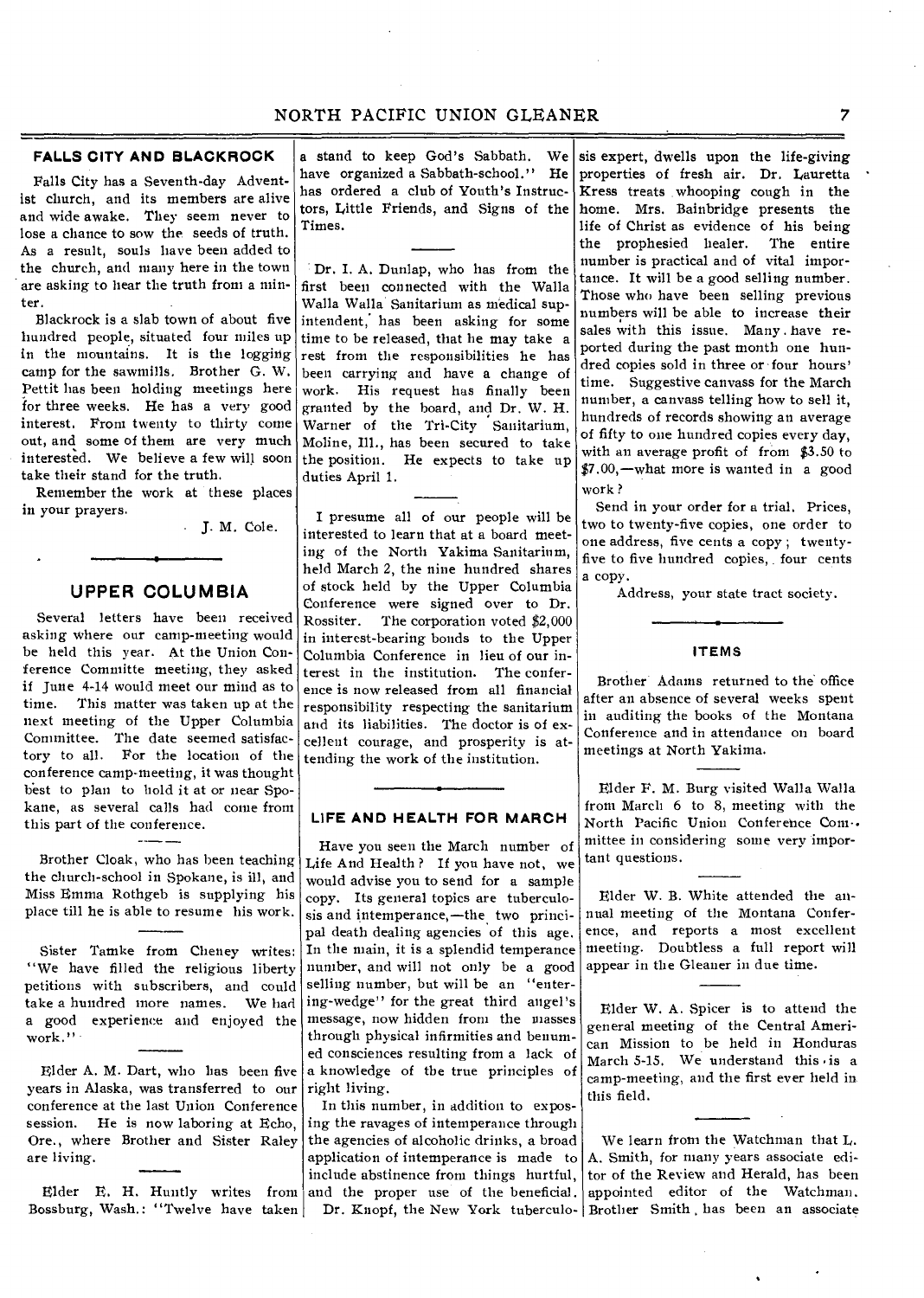## FALLS CITY AND BLACKROCK

Falls City has a Seventh-day Adventist church, and its members are alive and wide awake. They seem never to lose a chance to sow the seeds of truth. As a result, souls have been added to the church, and many here in the town are asking to hear the truth from a minter.

Blackrock is a slab town of about five hundred people, situated four miles up in the mountains. It is the logging camp for the sawmills. Brother G. W. Pettit has been holding meetings here for three weeks. He has a very good interest. From twenty to thirty come out, and some of them are very much interested. We believe a few will soon take their stand for the truth.

Remember the work at these places in your prayers.

J. M. Cole.

## UPPER COLUMBIA

Several letters have been received asking where our camp-meeting would be held this year. At the Union Conference Committe meeting, they asked if June 4-14 would meet our mind as to time. This matter was taken up at the next meeting of the Upper Columbia Committee. The date seemed satisfactory to all. For the location of the conference camp-meeting, it was thought best to plan to hold it at or near Spokane, as several calls had come from this part of the conference.

---

Brother Cloak, who has been teaching the church-school in Spokane, is ill, and Miss Emma Rothgeb is supplying his place till he is able to resume his work.

---

Sister Tamke from Cheney writes: "We have filled the religious liberty petitions with subscribers, and could take a hundred more names. We had a good experience and enjoyed the work."

---

Elder A. M. Dart, who has been five years in Alaska, was transferred to our conference at the last Union Conference session. He is now laboring at Echo, Ore., where Brother and Sister Raley are living.

---

Elder E. H. Huntly writes from Bossburg, Wash.: "Twelve have taken a stand to keep God's Sabbath. We have organized a Sabbath-school." He has ordered a club of Youth's Instructors, Little Friends, and Signs of the Times.

---

Dr. I. A. Dunlap, who has from the first been connected with the Walla Walla Sanitarium as medical superintendent, has been asking for some time to be released, that he may take a rest from the responsibilities he has been carrying and have a change of work. His request has finally been granted by the board, and Dr. W. H. Warner of the Tri-City Sanitarium, Moline, Ill., has been secured to take the position. He expects to take up duties April 1.

---

I presume all of our people will be interested to learn that at a board meeting of the North Yakima Sanitarium, held March 2, the nine hundred shares of stock held by the Upper Columbia Conference were signed over to Dr. Rossiter. The corporation voted $2,000 in interest-bearing bonds to the Upper Columbia Conference in lieu of our interest in the institution. The conference is now released from all financial responsibility respecting the sanitarium and its liabilities. The doctor is of excellent courage, and prosperity is attending the work of the institution.

## LIFE AND HEALTH FOR MARCH

Have you seen the March number of Life And Health? If you have not, we would advise you to send for a sample copy. Its general topics are tuberculosis and intemperance,—the two principal death dealing agencies of this age. In the main, it is a splendid temperance number, and will not only be a good selling number, but will be an "entering-wedge" for the great third angel's message, now hidden from the masses through physical infirmities and benumbed consciences resulting from a lack of a knowledge of the true principles of right living.

In this number, in addition to exposing the ravages of intemperance through the agencies of alcoholic drinks, a broad application of intemperance is made to include abstinence from things hurtful, and the proper use of the beneficial. Dr. Knopf, the New York tuberculosis expert, dwells upon the life-giving properties of fresh air. Dr. Lauretta Kress treats whooping cough in the home. Mrs. Bainbridge presents the life of Christ as evidence of his being the prophesied healer. The entire number is practical and of vital importance. It will be a good selling number. Those who have been selling previous numbers will be able to increase their sales with this issue. Many have reported during the past month one hundred copies sold in three or four hours' time. Suggestive canvass for the March number, a canvass telling how to sell it, hundreds of records showing an average of fifty to one hundred copies every day, with an average profit of from $3.50 to $7.00,—what more is wanted in a good work?

Send in your order for a trial. Prices, two to twenty-five copies, one order to one address, five cents a copy; twenty-five to five hundred copies, four cents a copy.

Address, your state tract society.

## ITEMS

Brother Adams returned to the office after an absence of several weeks spent in auditing the books of the Montana Conference and in attendance on board meetings at North Yakima.

---

Elder F. M. Burg visited Walla Walla from March 6 to 8, meeting with the North Pacific Union Conference Committee in considering some very important questions.

---

Elder W. B. White attended the annual meeting of the Montana Conference, and reports a most excellent meeting. Doubtless a full report will appear in the Gleaner in due time.

---

Elder W. A. Spicer is to attend the general meeting of the Central American Mission to be held in Honduras March 5-15. We understand this is a camp-meeting, and the first ever held in this field.

---

We learn from the Watchman that L. A. Smith, for many years associate editor of the Review and Herald, has been appointed editor of the Watchman. Brother Smith has been an associate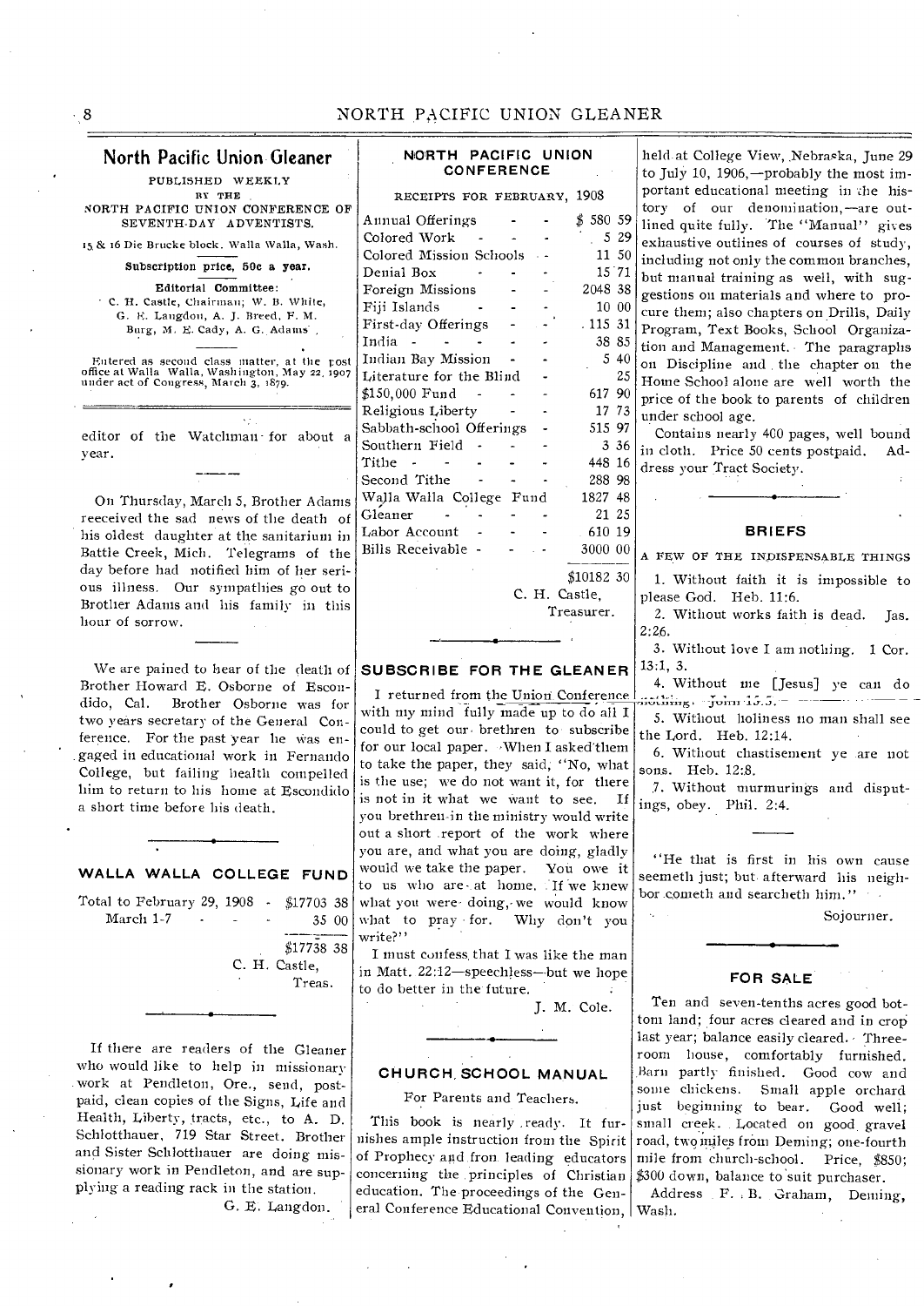## North Pacific Union Gleaner

PUBLISHED WEEKLY BY THE NORTH PACIFIC UNION CONFERENCE OF SEVENTH-DAY ADVENTISTS.

15 & 16 Die Brucke block. Walla Walla, Wash.

**Subscription price, 50c a year.**

**Editorial Committee:**
C. H. Castle, Chairman; W. B. White, G. E. Langdon, A. J. Breed, F. M. Burg, M. E. Cady, A. G. Adams.

Entered as second class matter, at the post office at Walla Walla, Washington, May 22, 1907 under act of Congress, March 3, 1879.

---

editor of the Watchman for about a year.

On Thursday, March 5, Brother Adams reeceived the sad news of the death of his oldest daughter at the sanitarium in Battle Creek, Mich. Telegrams of the day before had notified him of her serious illness. Our sympathies go out to Brother Adams and his family in this hour of sorrow.

We are pained to hear of the death of Brother Howard E. Osborne of Escondido, Cal. Brother Osborne was for two years secretary of the General Conference. For the past year he was engaged in educational work in Fernando College, but failing health compelled him to return to his home at Escondido a short time before his death.

### WALLA WALLA COLLEGE FUND

| | |
|---|---|
| Total to February 29, 1908 | $17703 38 |
| March 1-7 | 35 00 |
| | $17738 38 |

C. H. Castle,
Treas.

If there are readers of the Gleaner who would like to help in missionary work at Pendleton, Ore., send, postpaid, clean copies of the Signs, Life and Health, Liberty, tracts, etc., to A. D. Schlotthauer, 719 Star Street. Brother and Sister Schlotthauer are doing missionary work in Pendleton, and are supplying a reading rack in the station.

G. E. Langdon.

### NORTH PACIFIC UNION CONFERENCE

RECEIPTS FOR FEBRUARY, 1908

| | |
|---|---|
| Annual Offerings | $ 580 59 |
| Colored Work | 5 29 |
| Colored Mission Schools | 11 50 |
| Denial Box | 15 71 |
| Foreign Missions | 2048 38 |
| Fiji Islands | 10 00 |
| First-day Offerings | 115 31 |
| India | 38 85 |
| Indian Bay Mission | 5 40 |
| Literature for the Blind | 25 |
| $150,000 Fund | 617 90 |
| Religious Liberty | 17 73 |
| Sabbath-school Offerings | 515 97 |
| Southern Field | 3 36 |
| Tithe | 448 16 |
| Second Tithe | 288 98 |
| Walla Walla College Fund | 1827 48 |
| Gleaner | 21 25 |
| Labor Account | 610 19 |
| Bills Receivable | 3000 00 |
| | $10182 30 |

C. H. Castle,
Treasurer.

### SUBSCRIBE FOR THE GLEANER

I returned from the Union Conference with my mind fully made up to do all I could to get our brethren to subscribe for our local paper. When I asked them to take the paper, they said, "No, what is the use; we do not want it, for there is not in it what we want to see. If you brethren in the ministry would write out a short report of the work where you are, and what you are doing, gladly would we take the paper. You owe it to us who are at home. If we knew what you were doing, we would know what to pray for. Why don't you write?"

I must confess that I was like the man in Matt. 22:12—speechless—but we hope to do better in the future.

J. M. Cole.

### CHURCH SCHOOL MANUAL

For Parents and Teachers.

This book is nearly ready. It furnishes ample instruction from the Spirit of Prophecy and from leading educators concerning the principles of Christian education. The proceedings of the General Conference Educational Convention, held at College View, Nebraska, June 29 to July 10, 1906,—probably the most important educational meeting in the history of our denomination,—are outlined quite fully. The "Manual" gives exhaustive outlines of courses of study, including not only the common branches, but manual training as well, with suggestions on materials and where to procure them; also chapters on Drills, Daily Program, Text Books, School Organization and Management. The paragraphs on Discipline and the chapter on the Home School alone are well worth the price of the book to parents of children under school age.

Contains nearly 400 pages, well bound in cloth. Price 50 cents postpaid. Address your Tract Society.

### BRIEFS

A FEW OF THE INDISPENSABLE THINGS

1. Without faith it is impossible to please God. Heb. 11:6.
2. Without works faith is dead. Jas. 2:26.
3. Without love I am nothing. 1 Cor. 13:1, 3.
4. Without me [Jesus] ye can do nothing. John 15:5.
5. Without holiness no man shall see the Lord. Heb. 12:14.
6. Without chastisement ye are not sons. Heb. 12:8.
7. Without murmurings and disputings, obey. Phil. 2:4.

"He that is first in his own cause seemeth just; but afterward his neighbor cometh and searcheth him."

Sojourner.

### FOR SALE

Ten and seven-tenths acres good bottom land; four acres cleared and in crop last year; balance easily cleared. Three-room house, comfortably furnished. Barn partly finished. Good cow and some chickens. Small apple orchard just beginning to bear. Good well; small creek. Located on good gravel road, two miles from Deming; one-fourth mile from church-school. Price, $850; $300 down, balance to suit purchaser.

Address F. B. Graham, Deming, Wash.